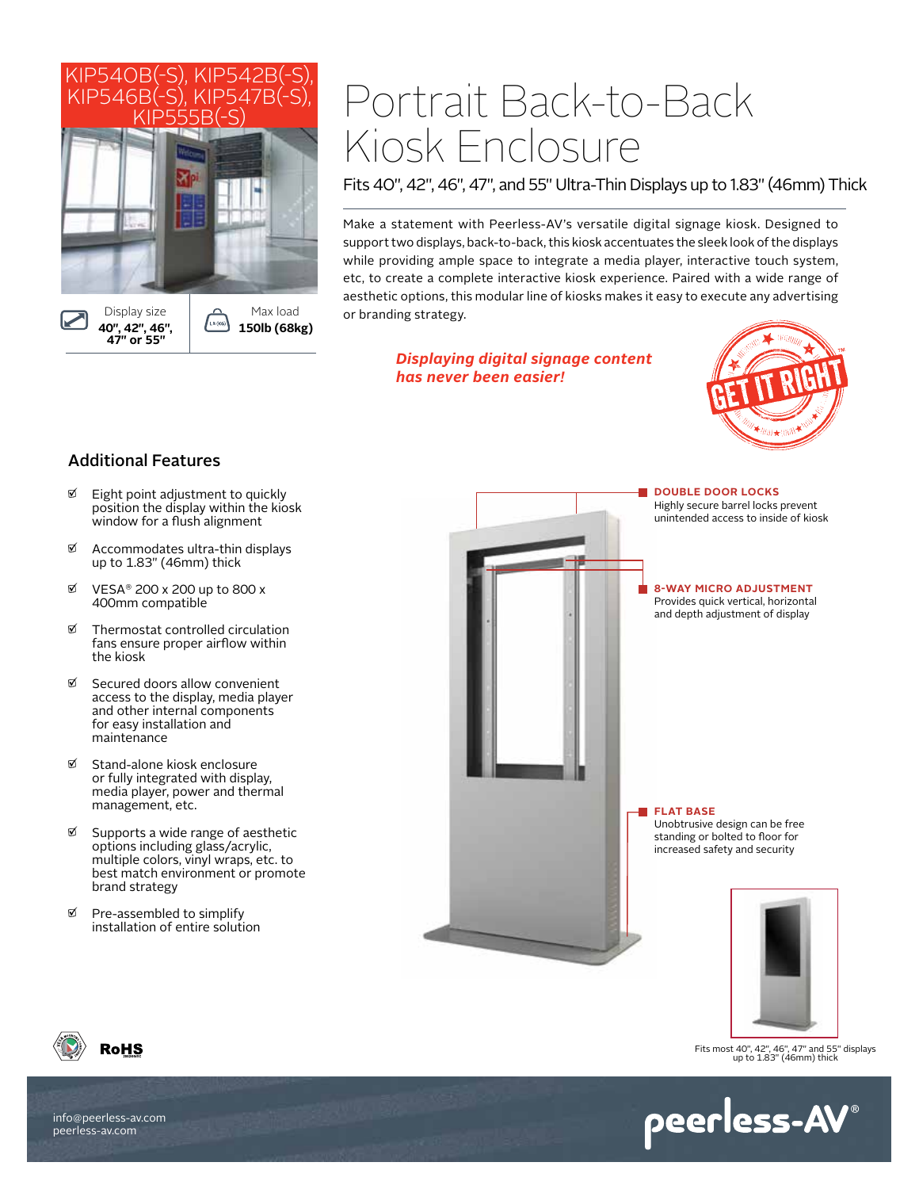KIP540B(-S), KIP542B(-S), KIP546B(-S), KIP547B(-S), KIP555B(-S)

# Portrait Back-to-Back Kiosk Enclosure

Fits 40", 42", 46", 47", and 55" Ultra-Thin Displays up to 1.83" (46mm) Thick

| Display size | Max load |
|---|---|
| **40", 42", 46", 47" or 55"** | **150lb (68kg)** |

Make a statement with Peerless-AV's versatile digital signage kiosk. Designed to support two displays, back-to-back, this kiosk accentuates the sleek look of the displays while providing ample space to integrate a media player, interactive touch system, etc, to create a complete interactive kiosk experience. Paired with a wide range of aesthetic options, this modular line of kiosks makes it easy to execute any advertising or branding strategy.

***Displaying digital signage content has never been easier!***

GET IT RIGHT™

## Additional Features

- Eight point adjustment to quickly position the display within the kiosk window for a flush alignment
- Accommodates ultra-thin displays up to 1.83" (46mm) thick
- VESA® 200 x 200 up to 800 x 400mm compatible
- Thermostat controlled circulation fans ensure proper airflow within the kiosk
- Secured doors allow convenient access to the display, media player and other internal components for easy installation and maintenance
- Stand-alone kiosk enclosure or fully integrated with display, media player, power and thermal management, etc.
- Supports a wide range of aesthetic options including glass/acrylic, multiple colors, vinyl wraps, etc. to best match environment or promote brand strategy
- Pre-assembled to simplify installation of entire solution

**DOUBLE DOOR LOCKS**
Highly secure barrel locks prevent unintended access to inside of kiosk

**8-WAY MICRO ADJUSTMENT**
Provides quick vertical, horizontal and depth adjustment of display

**FLAT BASE**
Unobtrusive design can be free standing or bolted to floor for increased safety and security

Fits most 40", 42", 46", 47" and 55" displays up to 1.83" (46mm) thick

RoHS

info@peerless-av.com
peerless-av.com

peerless-AV®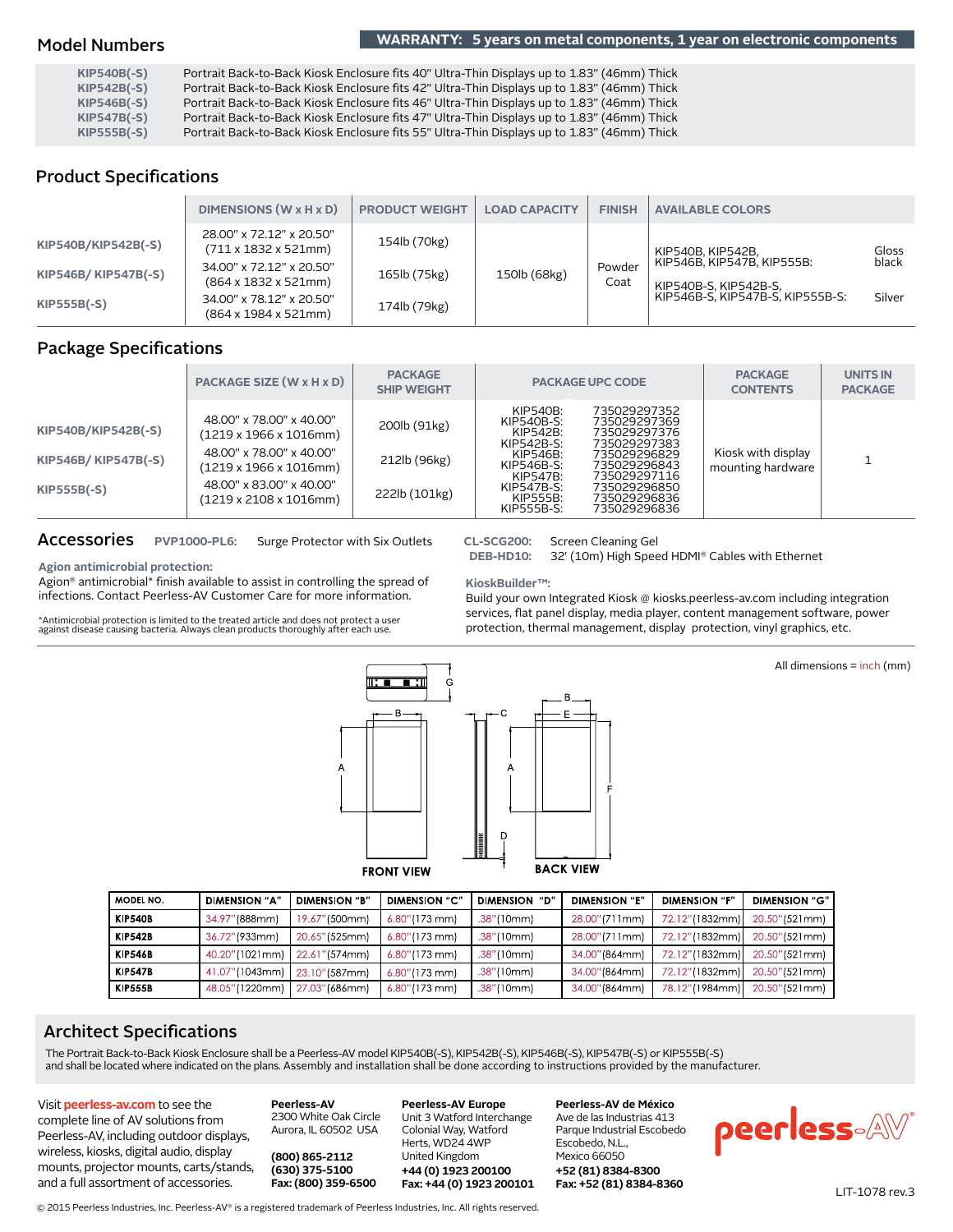## Model Numbers

**WARRANTY: 5 years on metal components, 1 year on electronic components**

| | |
|---|---|
| KIP540B(-S) | Portrait Back-to-Back Kiosk Enclosure fits 40" Ultra-Thin Displays up to 1.83" (46mm) Thick |
| KIP542B(-S) | Portrait Back-to-Back Kiosk Enclosure fits 42" Ultra-Thin Displays up to 1.83" (46mm) Thick |
| KIP546B(-S) | Portrait Back-to-Back Kiosk Enclosure fits 46" Ultra-Thin Displays up to 1.83" (46mm) Thick |
| KIP547B(-S) | Portrait Back-to-Back Kiosk Enclosure fits 47" Ultra-Thin Displays up to 1.83" (46mm) Thick |
| KIP555B(-S) | Portrait Back-to-Back Kiosk Enclosure fits 55" Ultra-Thin Displays up to 1.83" (46mm) Thick |

## Product Specifications

| | DIMENSIONS (W x H x D) | PRODUCT WEIGHT | LOAD CAPACITY | FINISH | AVAILABLE COLORS |
|---|---|---|---|---|---|
| KIP540B/KIP542B(-S) | 28.00" x 72.12" x 20.50" (711 x 1832 x 521mm) | 154lb (70kg) | 150lb (68kg) | Powder Coat | KIP540B, KIP542B, KIP546B, KIP547B, KIP555B: Gloss black |
| KIP546B/ KIP547B(-S) | 34.00" x 72.12" x 20.50" (864 x 1832 x 521mm) | 165lb (75kg) | | | KIP540B-S, KIP542B-S, KIP546B-S, KIP547B-S, KIP555B-S: Silver |
| KIP555B(-S) | 34.00" x 78.12" x 20.50" (864 x 1984 x 521mm) | 174lb (79kg) | | | |

## Package Specifications

| | PACKAGE SIZE (W x H x D) | PACKAGE SHIP WEIGHT | PACKAGE UPC CODE | PACKAGE CONTENTS | UNITS IN PACKAGE |
|---|---|---|---|---|---|
| KIP540B/KIP542B(-S) | 48.00" x 78.00" x 40.00" (1219 x 1966 x 1016mm) | 200lb (91kg) | KIP540B: 735029297352<br>KIP540B-S: 735029297369<br>KIP542B: 735029297376<br>KIP542B-S: 735029297383<br>KIP546B: 735029296829<br>KIP546B-S: 735029296843<br>KIP547B: 735029297116<br>KIP547B-S: 735029296850<br>KIP555B: 735029296836<br>KIP555B-S: 735029296836 | Kiosk with display mounting hardware | 1 |
| KIP546B/ KIP547B(-S) | 48.00" x 78.00" x 40.00" (1219 x 1966 x 1016mm) | 212lb (96kg) | | | |
| KIP555B(-S) | 48.00" x 83.00" x 40.00" (1219 x 2108 x 1016mm) | 222lb (101kg) | | | |

## Accessories

**PVP1000-PL6:** Surge Protector with Six Outlets

**CL-SCG200:** Screen Cleaning Gel

**DEB-HD10:** 32' (10m) High Speed HDMI® Cables with Ethernet

**Agion antimicrobial protection:**
Agion® antimicrobial* finish available to assist in controlling the spread of infections. Contact Peerless-AV Customer Care for more information.

*Antimicrobial protection is limited to the treated article and does not protect a user against disease causing bacteria. Always clean products thoroughly after each use.

**KioskBuilder™:**
Build your own Integrated Kiosk @ kiosks.peerless-av.com including integration services, flat panel display, media player, content management software, power protection, thermal management, display protection, vinyl graphics, etc.

All dimensions = inch (mm)

G
B
A
FRONT VIEW
C
A
D
B
E
F
BACK VIEW

| MODEL NO. | DIMENSION "A" | DIMENSION "B" | DIMENSION "C" | DIMENSION "D" | DIMENSION "E" | DIMENSION "F" | DIMENSION "G" |
|---|---|---|---|---|---|---|---|
| KIP540B | 34.97"(888mm) | 19.67"(500mm) | 6.80"(173 mm) | .38"(10mm) | 28.00"(711mm) | 72.12"(1832mm) | 20.50"(521mm) |
| KIP542B | 36.72"(933mm) | 20.65"(525mm) | 6.80"(173 mm) | .38"(10mm) | 28.00"(711mm) | 72.12"(1832mm) | 20.50"(521mm) |
| KIP546B | 40.20"(1021mm) | 22.61"(574mm) | 6.80"(173 mm) | .38"(10mm) | 34.00"(864mm) | 72.12"(1832mm) | 20.50"(521mm) |
| KIP547B | 41.07"(1043mm) | 23.10"(587mm) | 6.80"(173 mm) | .38"(10mm) | 34.00"(864mm) | 72.12"(1832mm) | 20.50"(521mm) |
| KIP555B | 48.05"(1220mm) | 27.03"(686mm) | 6.80"(173 mm) | .38"(10mm) | 34.00"(864mm) | 78.12"(1984mm) | 20.50"(521mm) |

## Architect Specifications

The Portrait Back-to-Back Kiosk Enclosure shall be a Peerless-AV model KIP540B(-S), KIP542B(-S), KIP546B(-S), KIP547B(-S) or KIP555B(-S) and shall be located where indicated on the plans. Assembly and installation shall be done according to instructions provided by the manufacturer.

Visit **peerless-av.com** to see the complete line of AV solutions from Peerless-AV, including outdoor displays, wireless, kiosks, digital audio, display mounts, projector mounts, carts/stands, and a full assortment of accessories.

**Peerless-AV**
2300 White Oak Circle
Aurora, IL 60502 USA
**(800) 865-2112**
**(630) 375-5100**
**Fax: (800) 359-6500**

**Peerless-AV Europe**
Unit 3 Watford Interchange
Colonial Way, Watford
Herts, WD24 4WP
United Kingdom
**+44 (0) 1923 200100**
**Fax: +44 (0) 1923 200101**

**Peerless-AV de México**
Ave de las Industrias 413
Parque Industrial Escobedo
Escobedo, N.L.,
Mexico 66050
**+52 (81) 8384-8300**
**Fax: +52 (81) 8384-8360**

peerless-AV®

LIT-1078 rev.3

© 2015 Peerless Industries, Inc. Peerless-AV® is a registered trademark of Peerless Industries, Inc. All rights reserved.